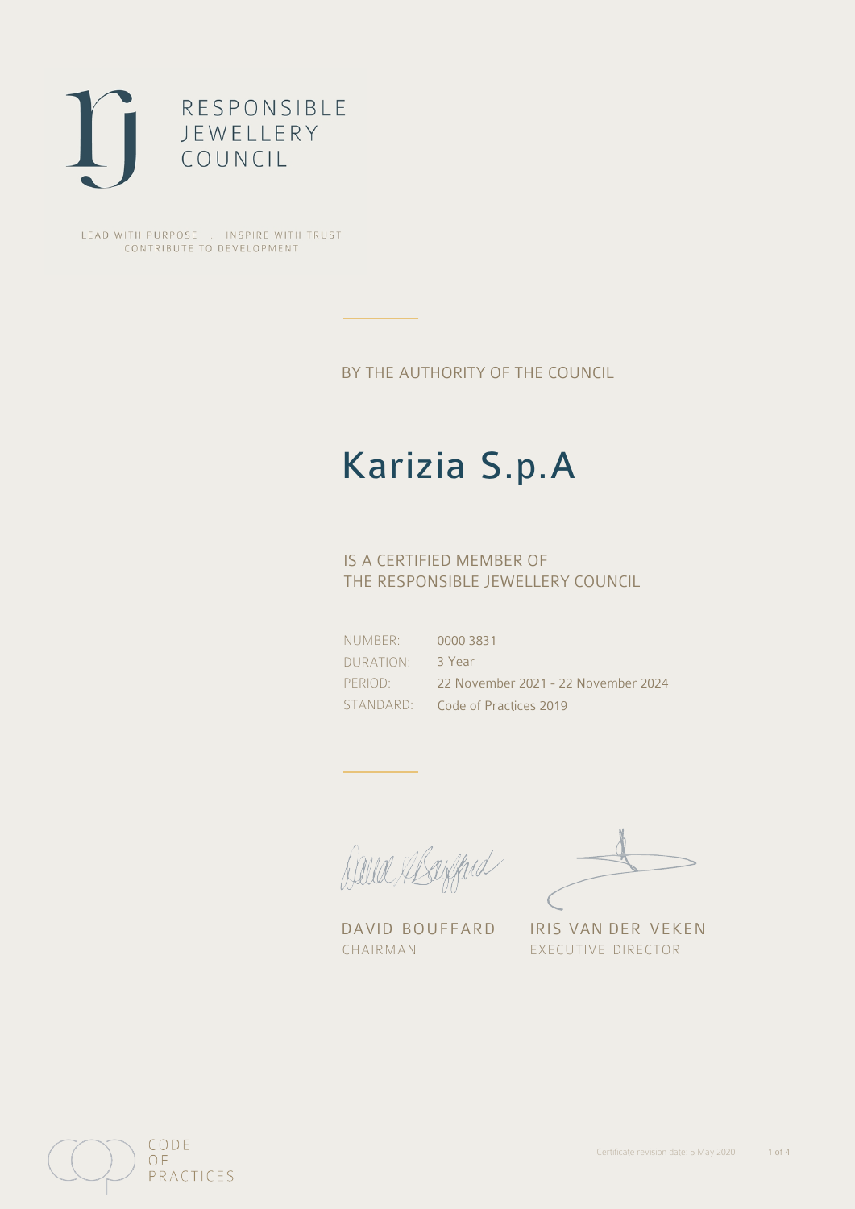RESPONSIBLE
JEWELLERY
COUNCIL

LEAD WITH PURPOSE . INSPIRE WITH TRUST
CONTRIBUTE TO DEVELOPMENT

BY THE AUTHORITY OF THE COUNCIL

# Karizia S.p.A

IS A CERTIFIED MEMBER OF
THE RESPONSIBLE JEWELLERY COUNCIL

| | |
|---|---|
| NUMBER: | 0000 3831 |
| DURATION: | 3 Year |
| PERIOD: | 22 November 2021 - 22 November 2024 |
| STANDARD: | Code of Practices 2019 |

DAVID BOUFFARD
CHAIRMAN

IRIS VAN DER VEKEN
EXECUTIVE DIRECTOR

CODE
OF
PRACTICES

Certificate revision date: 5 May 2020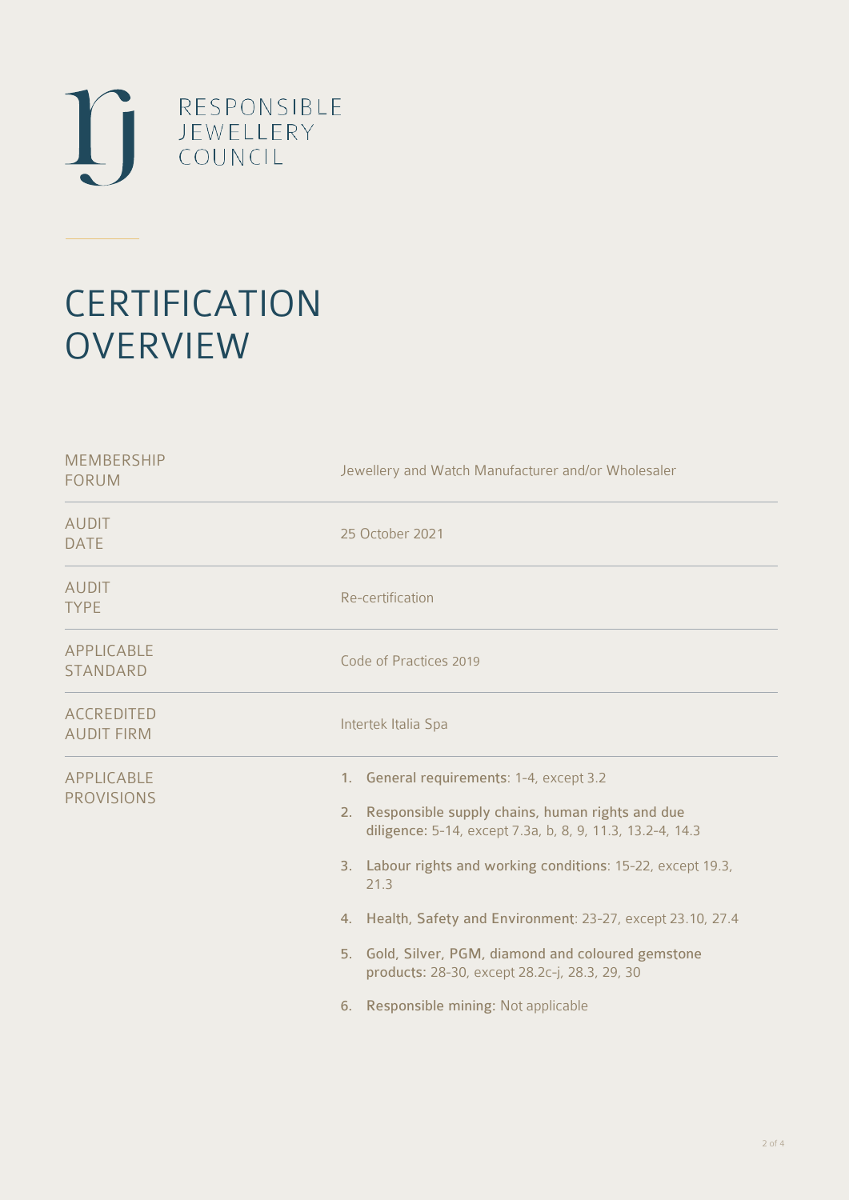RESPONSIBLE
JEWELLERY
COUNCIL

# CERTIFICATION OVERVIEW

| | |
|---|---|
| MEMBERSHIP FORUM | Jewellery and Watch Manufacturer and/or Wholesaler |
| AUDIT DATE | 25 October 2021 |
| AUDIT TYPE | Re-certification |
| APPLICABLE STANDARD | Code of Practices 2019 |
| ACCREDITED AUDIT FIRM | Intertek Italia Spa |
| APPLICABLE PROVISIONS | 1. **General requirements**: 1-4, except 3.2<br>2. **Responsible supply chains, human rights and due diligence**: 5-14, except 7.3a, b, 8, 9, 11.3, 13.2-4, 14.3<br>3. **Labour rights and working conditions**: 15-22, except 19.3, 21.3<br>4. **Health, Safety and Environment**: 23-27, except 23.10, 27.4<br>5. **Gold, Silver, PGM, diamond and coloured gemstone products**: 28-30, except 28.2c-j, 28.3, 29, 30<br>6. **Responsible mining**: Not applicable |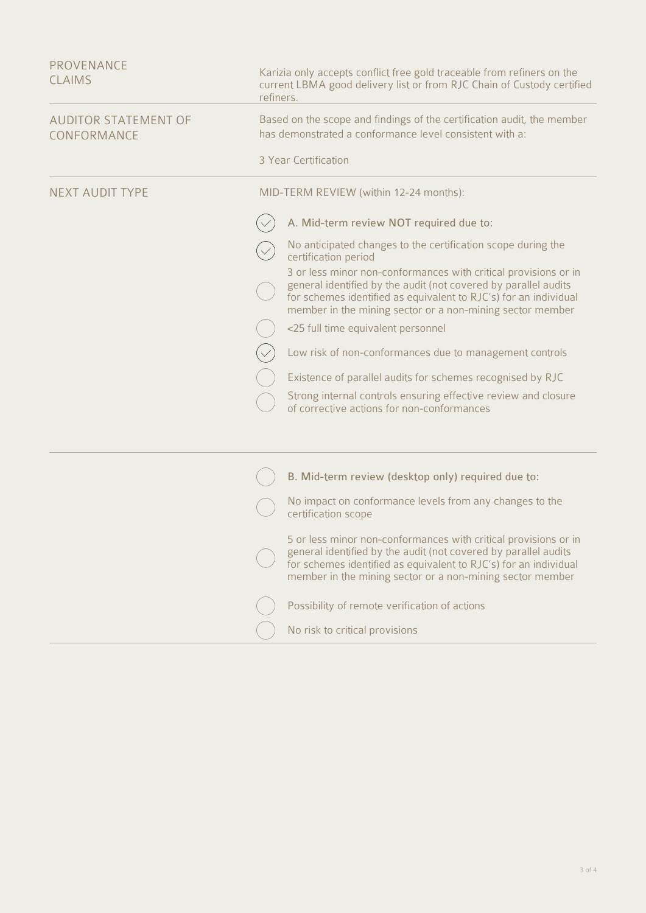| | |
|---|---|
| PROVENANCE CLAIMS | Karizia only accepts conflict free gold traceable from refiners on the current LBMA good delivery list or from RJC Chain of Custody certified refiners. |
| AUDITOR STATEMENT OF CONFORMANCE | Based on the scope and findings of the certification audit, the member has demonstrated a conformance level consistent with a:<br><br>3 Year Certification |
| NEXT AUDIT TYPE | MID-TERM REVIEW (within 12-24 months): |

- [x] A. Mid-term review NOT required due to:
- [x] No anticipated changes to the certification scope during the certification period
- [ ] 3 or less minor non-conformances with critical provisions or in general identified by the audit (not covered by parallel audits for schemes identified as equivalent to RJC's) for an individual member in the mining sector or a non-mining sector member
- [ ] <25 full time equivalent personnel
- [x] Low risk of non-conformances due to management controls
- [ ] Existence of parallel audits for schemes recognised by RJC
- [ ] Strong internal controls ensuring effective review and closure of corrective actions for non-conformances

---

- [ ] B. Mid-term review (desktop only) required due to:
- [ ] No impact on conformance levels from any changes to the certification scope
- [ ] 5 or less minor non-conformances with critical provisions or in general identified by the audit (not covered by parallel audits for schemes identified as equivalent to RJC's) for an individual member in the mining sector or a non-mining sector member
- [ ] Possibility of remote verification of actions
- [ ] No risk to critical provisions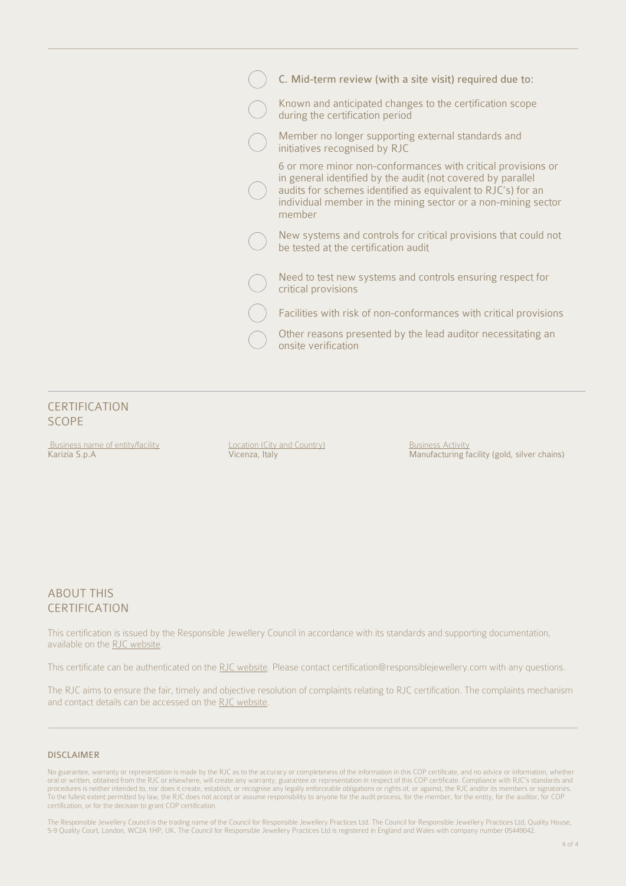- ◯ C. Mid-term review (with a site visit) required due to:
- ◯ Known and anticipated changes to the certification scope during the certification period
- ◯ Member no longer supporting external standards and initiatives recognised by RJC
- ◯ 6 or more minor non-conformances with critical provisions or in general identified by the audit (not covered by parallel audits for schemes identified as equivalent to RJC's) for an individual member in the mining sector or a non-mining sector member
- ◯ New systems and controls for critical provisions that could not be tested at the certification audit
- ◯ Need to test new systems and controls ensuring respect for critical provisions
- ◯ Facilities with risk of non-conformances with critical provisions
- ◯ Other reasons presented by the lead auditor necessitating an onsite verification

## CERTIFICATION SCOPE

| Business name of entity/facility | Location (City and Country) | Business Activity |
|---|---|---|
| Karizia S.p.A | Vicenza, Italy | Manufacturing facility (gold, silver chains) |

## ABOUT THIS CERTIFICATION

This certification is issued by the Responsible Jewellery Council in accordance with its standards and supporting documentation, available on the RJC website.

This certificate can be authenticated on the RJC website. Please contact certification@responsiblejewellery.com with any questions.

The RJC aims to ensure the fair, timely and objective resolution of complaints relating to RJC certification. The complaints mechanism and contact details can be accessed on the RJC website.

### DISCLAIMER

No guarantee, warranty or representation is made by the RJC as to the accuracy or completeness of the information in this COP certificate, and no advice or information, whether oral or written, obtained from the RJC or elsewhere, will create any warranty, guarantee or representation in respect of this COP certificate. Compliance with RJC's standards and procedures is neither intended to, nor does it create, establish, or recognise any legally enforceable obligations or rights of, or against, the RJC and/or its members or signatories. To the fullest extent permitted by law, the RJC does not accept or assume responsibility to anyone for the audit process, for the member, for the entity, for the auditor, for COP certification, or for the decision to grant COP certification.

The Responsible Jewellery Council is the trading name of the Council for Responsible Jewellery Practices Ltd. The Council for Responsible Jewellery Practices Ltd, Quality House, 5-9 Quality Court, London, WC2A 1HP, UK. The Council for Responsible Jewellery Practices Ltd is registered in England and Wales with company number 05449042.